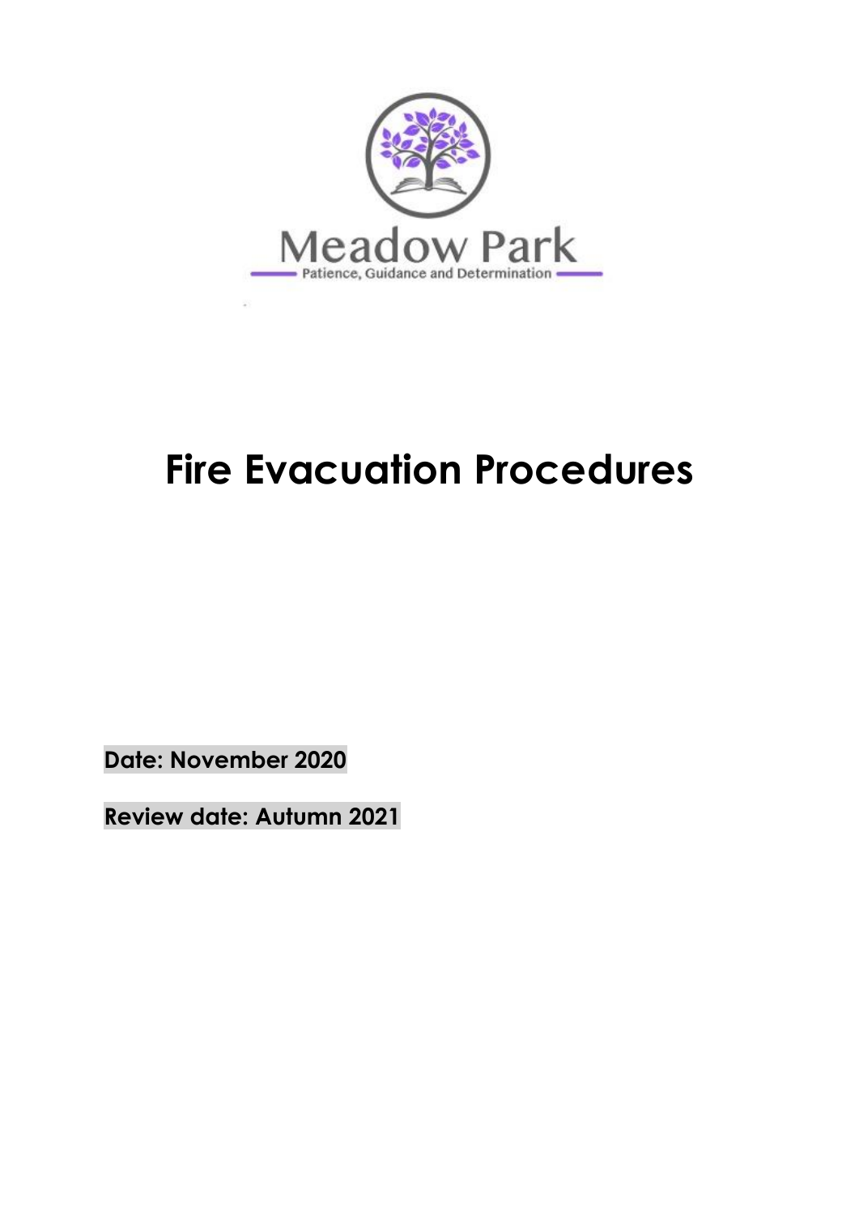Meadow Park

Patience, Guidance and Determination

# Fire Evacuation Procedures

**Date: November 2020**

**Review date: Autumn 2021**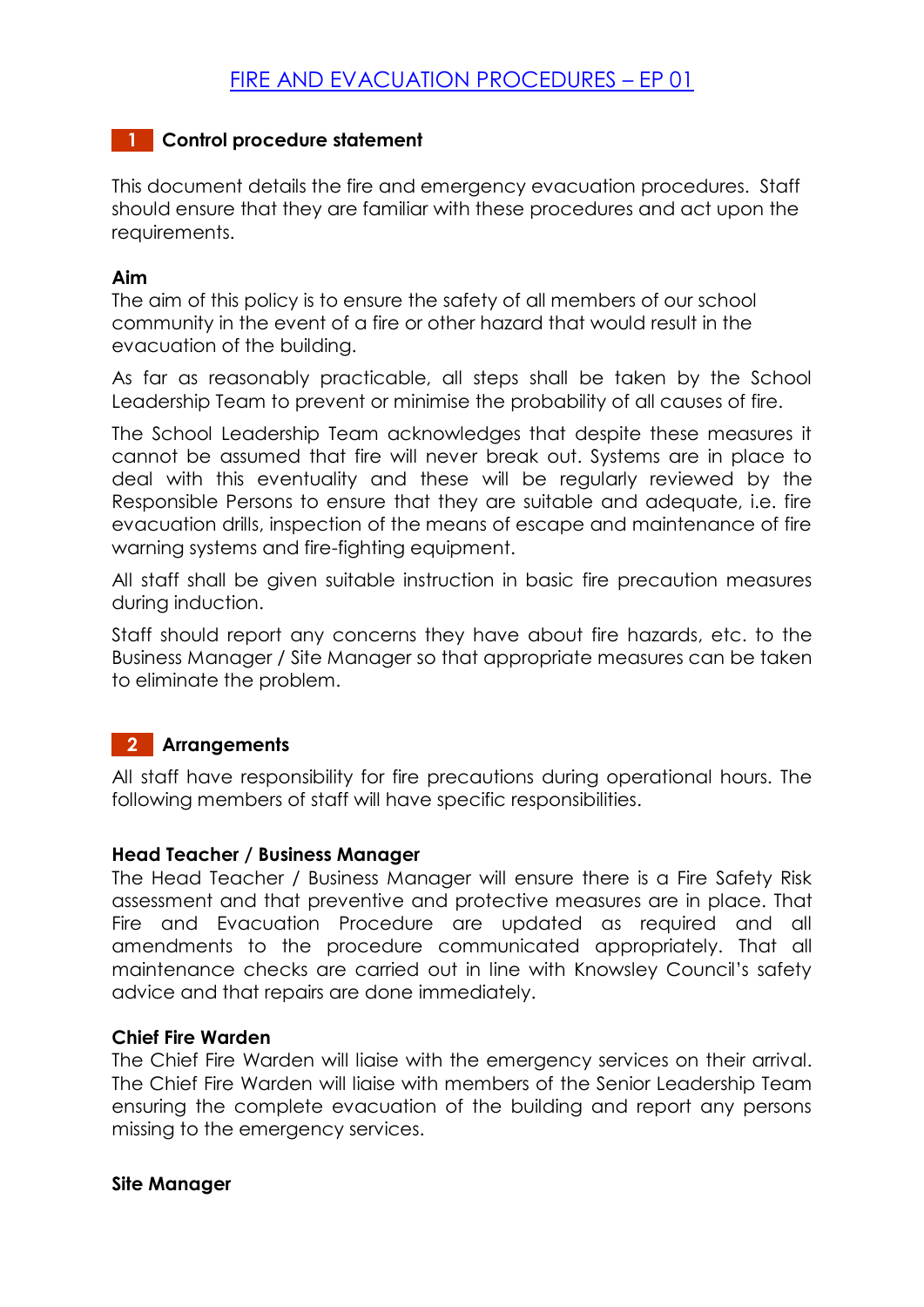# FIRE AND EVACUATION PROCEDURES – EP 01

## 1 Control procedure statement

This document details the fire and emergency evacuation procedures. Staff should ensure that they are familiar with these procedures and act upon the requirements.

**Aim**

The aim of this policy is to ensure the safety of all members of our school community in the event of a fire or other hazard that would result in the evacuation of the building.

As far as reasonably practicable, all steps shall be taken by the School Leadership Team to prevent or minimise the probability of all causes of fire.

The School Leadership Team acknowledges that despite these measures it cannot be assumed that fire will never break out. Systems are in place to deal with this eventuality and these will be regularly reviewed by the Responsible Persons to ensure that they are suitable and adequate, i.e. fire evacuation drills, inspection of the means of escape and maintenance of fire warning systems and fire-fighting equipment.

All staff shall be given suitable instruction in basic fire precaution measures during induction.

Staff should report any concerns they have about fire hazards, etc. to the Business Manager / Site Manager so that appropriate measures can be taken to eliminate the problem.

## 2 Arrangements

All staff have responsibility for fire precautions during operational hours. The following members of staff will have specific responsibilities.

**Head Teacher / Business Manager**

The Head Teacher / Business Manager will ensure there is a Fire Safety Risk assessment and that preventive and protective measures are in place. That Fire and Evacuation Procedure are updated as required and all amendments to the procedure communicated appropriately. That all maintenance checks are carried out in line with Knowsley Council's safety advice and that repairs are done immediately.

**Chief Fire Warden**

The Chief Fire Warden will liaise with the emergency services on their arrival. The Chief Fire Warden will liaise with members of the Senior Leadership Team ensuring the complete evacuation of the building and report any persons missing to the emergency services.

**Site Manager**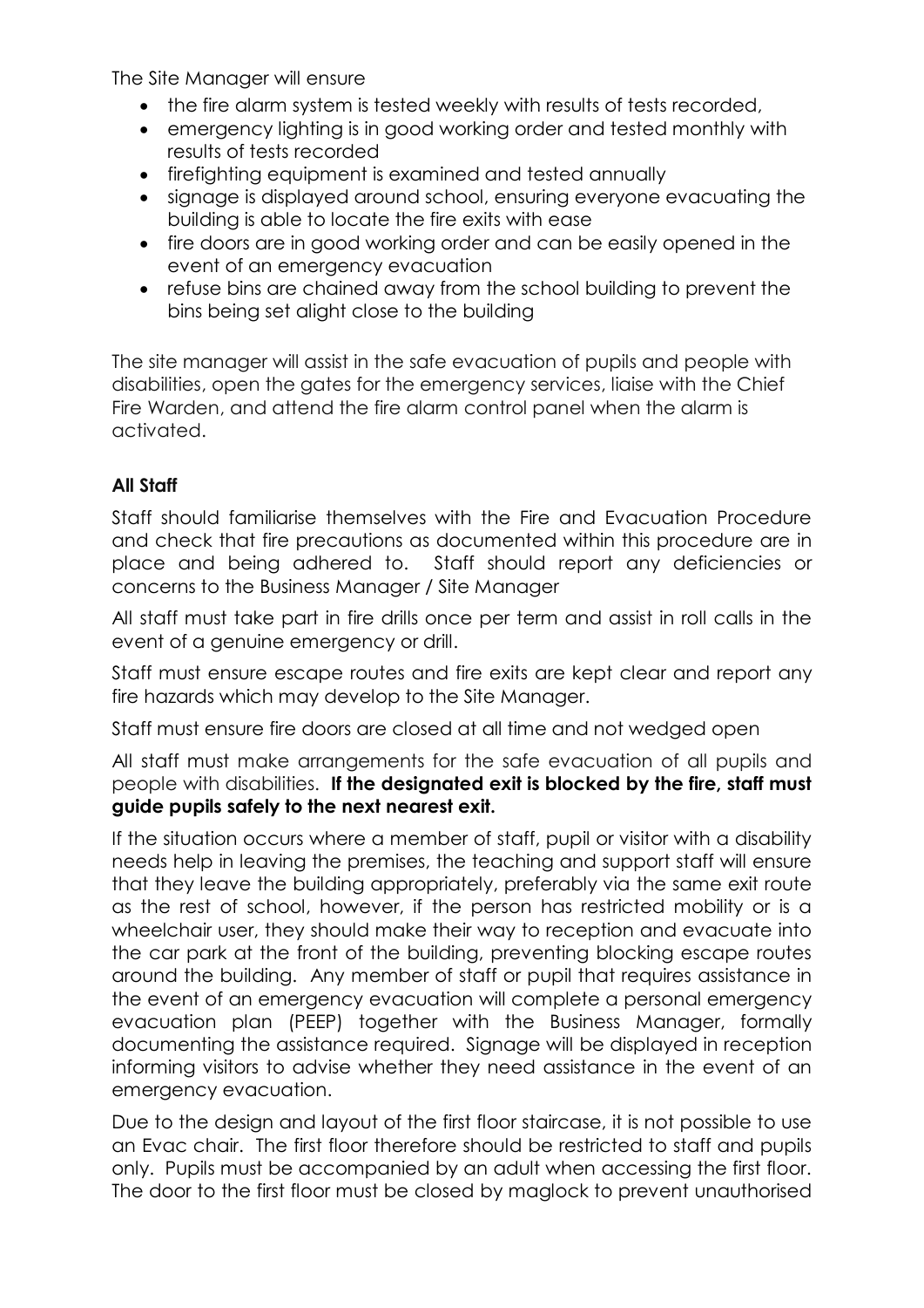The Site Manager will ensure

- the fire alarm system is tested weekly with results of tests recorded,
- emergency lighting is in good working order and tested monthly with results of tests recorded
- firefighting equipment is examined and tested annually
- signage is displayed around school, ensuring everyone evacuating the building is able to locate the fire exits with ease
- fire doors are in good working order and can be easily opened in the event of an emergency evacuation
- refuse bins are chained away from the school building to prevent the bins being set alight close to the building

The site manager will assist in the safe evacuation of pupils and people with disabilities, open the gates for the emergency services, liaise with the Chief Fire Warden, and attend the fire alarm control panel when the alarm is activated.

**All Staff**

Staff should familiarise themselves with the Fire and Evacuation Procedure and check that fire precautions as documented within this procedure are in place and being adhered to. Staff should report any deficiencies or concerns to the Business Manager / Site Manager

All staff must take part in fire drills once per term and assist in roll calls in the event of a genuine emergency or drill.

Staff must ensure escape routes and fire exits are kept clear and report any fire hazards which may develop to the Site Manager.

Staff must ensure fire doors are closed at all time and not wedged open

All staff must make arrangements for the safe evacuation of all pupils and people with disabilities. **If the designated exit is blocked by the fire, staff must guide pupils safely to the next nearest exit.**

If the situation occurs where a member of staff, pupil or visitor with a disability needs help in leaving the premises, the teaching and support staff will ensure that they leave the building appropriately, preferably via the same exit route as the rest of school, however, if the person has restricted mobility or is a wheelchair user, they should make their way to reception and evacuate into the car park at the front of the building, preventing blocking escape routes around the building. Any member of staff or pupil that requires assistance in the event of an emergency evacuation will complete a personal emergency evacuation plan (PEEP) together with the Business Manager, formally documenting the assistance required. Signage will be displayed in reception informing visitors to advise whether they need assistance in the event of an emergency evacuation.

Due to the design and layout of the first floor staircase, it is not possible to use an Evac chair. The first floor therefore should be restricted to staff and pupils only. Pupils must be accompanied by an adult when accessing the first floor. The door to the first floor must be closed by maglock to prevent unauthorised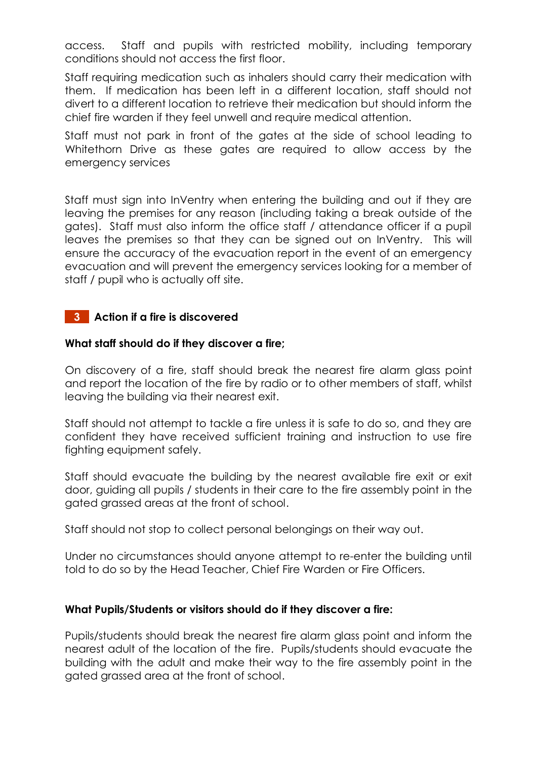access. Staff and pupils with restricted mobility, including temporary conditions should not access the first floor.

Staff requiring medication such as inhalers should carry their medication with them. If medication has been left in a different location, staff should not divert to a different location to retrieve their medication but should inform the chief fire warden if they feel unwell and require medical attention.

Staff must not park in front of the gates at the side of school leading to Whitethorn Drive as these gates are required to allow access by the emergency services

Staff must sign into InVentry when entering the building and out if they are leaving the premises for any reason (including taking a break outside of the gates). Staff must also inform the office staff / attendance officer if a pupil leaves the premises so that they can be signed out on InVentry. This will ensure the accuracy of the evacuation report in the event of an emergency evacuation and will prevent the emergency services looking for a member of staff / pupil who is actually off site.

## 3 Action if a fire is discovered

**What staff should do if they discover a fire;**

On discovery of a fire, staff should break the nearest fire alarm glass point and report the location of the fire by radio or to other members of staff, whilst leaving the building via their nearest exit.

Staff should not attempt to tackle a fire unless it is safe to do so, and they are confident they have received sufficient training and instruction to use fire fighting equipment safely.

Staff should evacuate the building by the nearest available fire exit or exit door, guiding all pupils / students in their care to the fire assembly point in the gated grassed areas at the front of school.

Staff should not stop to collect personal belongings on their way out.

Under no circumstances should anyone attempt to re-enter the building until told to do so by the Head Teacher, Chief Fire Warden or Fire Officers.

**What Pupils/Students or visitors should do if they discover a fire:**

Pupils/students should break the nearest fire alarm glass point and inform the nearest adult of the location of the fire. Pupils/students should evacuate the building with the adult and make their way to the fire assembly point in the gated grassed area at the front of school.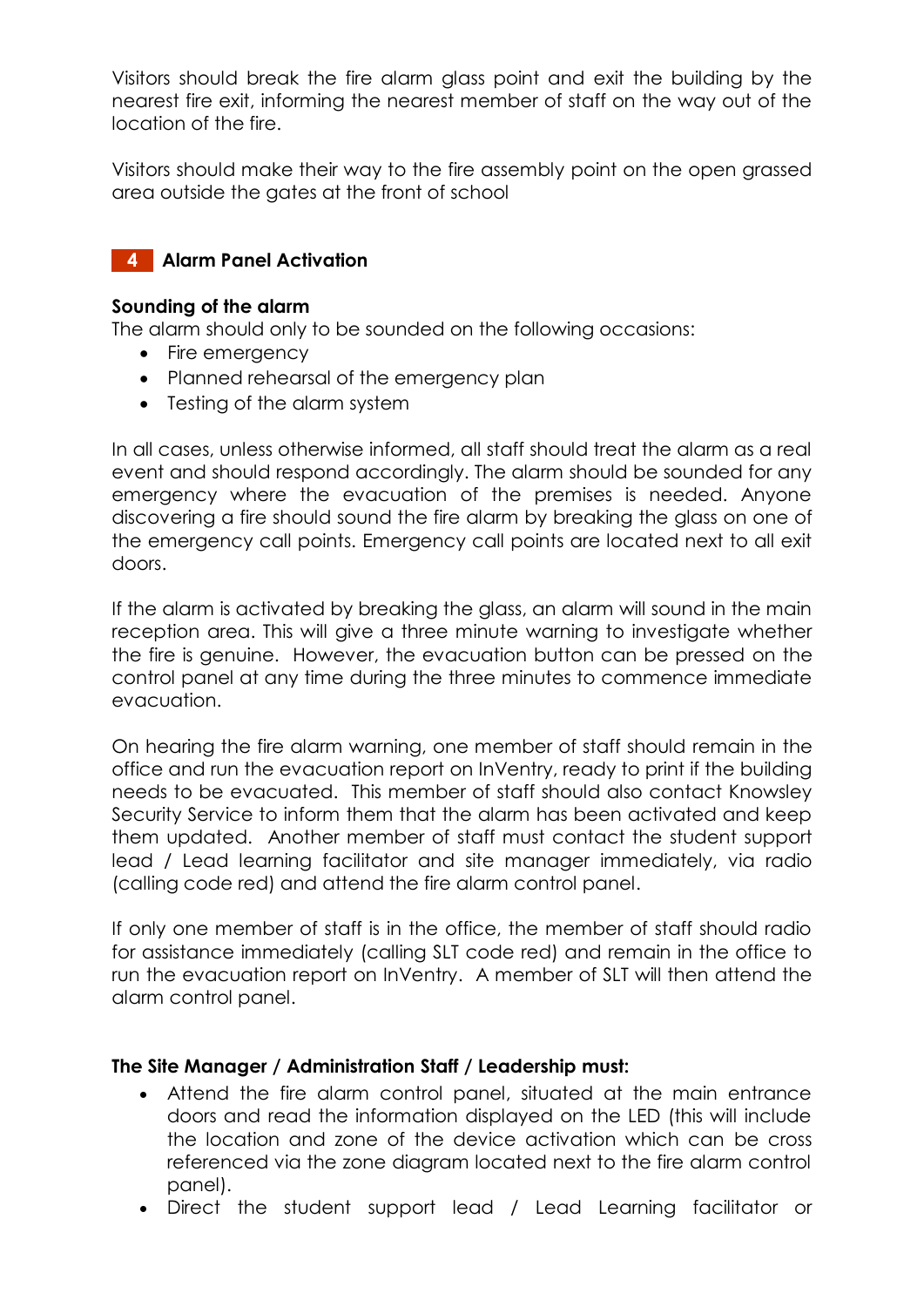Visitors should break the fire alarm glass point and exit the building by the nearest fire exit, informing the nearest member of staff on the way out of the location of the fire.

Visitors should make their way to the fire assembly point on the open grassed area outside the gates at the front of school

## 4 Alarm Panel Activation

**Sounding of the alarm**

The alarm should only to be sounded on the following occasions:

- Fire emergency
- Planned rehearsal of the emergency plan
- Testing of the alarm system

In all cases, unless otherwise informed, all staff should treat the alarm as a real event and should respond accordingly. The alarm should be sounded for any emergency where the evacuation of the premises is needed. Anyone discovering a fire should sound the fire alarm by breaking the glass on one of the emergency call points. Emergency call points are located next to all exit doors.

If the alarm is activated by breaking the glass, an alarm will sound in the main reception area. This will give a three minute warning to investigate whether the fire is genuine. However, the evacuation button can be pressed on the control panel at any time during the three minutes to commence immediate evacuation.

On hearing the fire alarm warning, one member of staff should remain in the office and run the evacuation report on InVentry, ready to print if the building needs to be evacuated. This member of staff should also contact Knowsley Security Service to inform them that the alarm has been activated and keep them updated. Another member of staff must contact the student support lead / Lead learning facilitator and site manager immediately, via radio (calling code red) and attend the fire alarm control panel.

If only one member of staff is in the office, the member of staff should radio for assistance immediately (calling SLT code red) and remain in the office to run the evacuation report on InVentry. A member of SLT will then attend the alarm control panel.

**The Site Manager / Administration Staff / Leadership must:**

- Attend the fire alarm control panel, situated at the main entrance doors and read the information displayed on the LED (this will include the location and zone of the device activation which can be cross referenced via the zone diagram located next to the fire alarm control panel).
- Direct the student support lead / Lead Learning facilitator or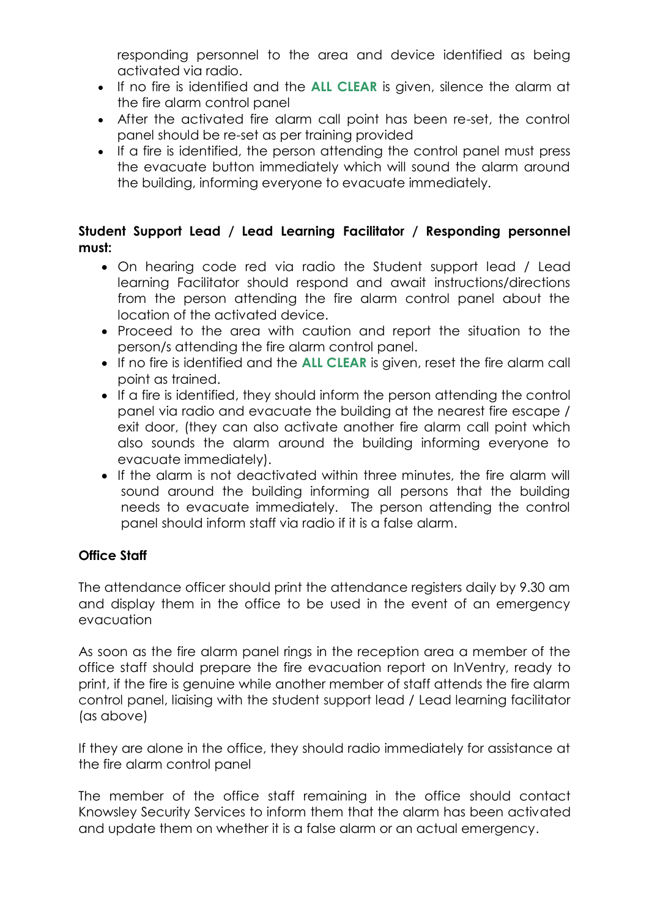responding personnel to the area and device identified as being activated via radio.

- If no fire is identified and the **ALL CLEAR** is given, silence the alarm at the fire alarm control panel
- After the activated fire alarm call point has been re-set, the control panel should be re-set as per training provided
- If a fire is identified, the person attending the control panel must press the evacuate button immediately which will sound the alarm around the building, informing everyone to evacuate immediately.

**Student Support Lead / Lead Learning Facilitator / Responding personnel must:**

- On hearing code red via radio the Student support lead / Lead learning Facilitator should respond and await instructions/directions from the person attending the fire alarm control panel about the location of the activated device.
- Proceed to the area with caution and report the situation to the person/s attending the fire alarm control panel.
- If no fire is identified and the **ALL CLEAR** is given, reset the fire alarm call point as trained.
- If a fire is identified, they should inform the person attending the control panel via radio and evacuate the building at the nearest fire escape / exit door, (they can also activate another fire alarm call point which also sounds the alarm around the building informing everyone to evacuate immediately).
- If the alarm is not deactivated within three minutes, the fire alarm will sound around the building informing all persons that the building needs to evacuate immediately. The person attending the control panel should inform staff via radio if it is a false alarm.

**Office Staff**

The attendance officer should print the attendance registers daily by 9.30 am and display them in the office to be used in the event of an emergency evacuation

As soon as the fire alarm panel rings in the reception area a member of the office staff should prepare the fire evacuation report on InVentry, ready to print, if the fire is genuine while another member of staff attends the fire alarm control panel, liaising with the student support lead / Lead learning facilitator (as above)

If they are alone in the office, they should radio immediately for assistance at the fire alarm control panel

The member of the office staff remaining in the office should contact Knowsley Security Services to inform them that the alarm has been activated and update them on whether it is a false alarm or an actual emergency.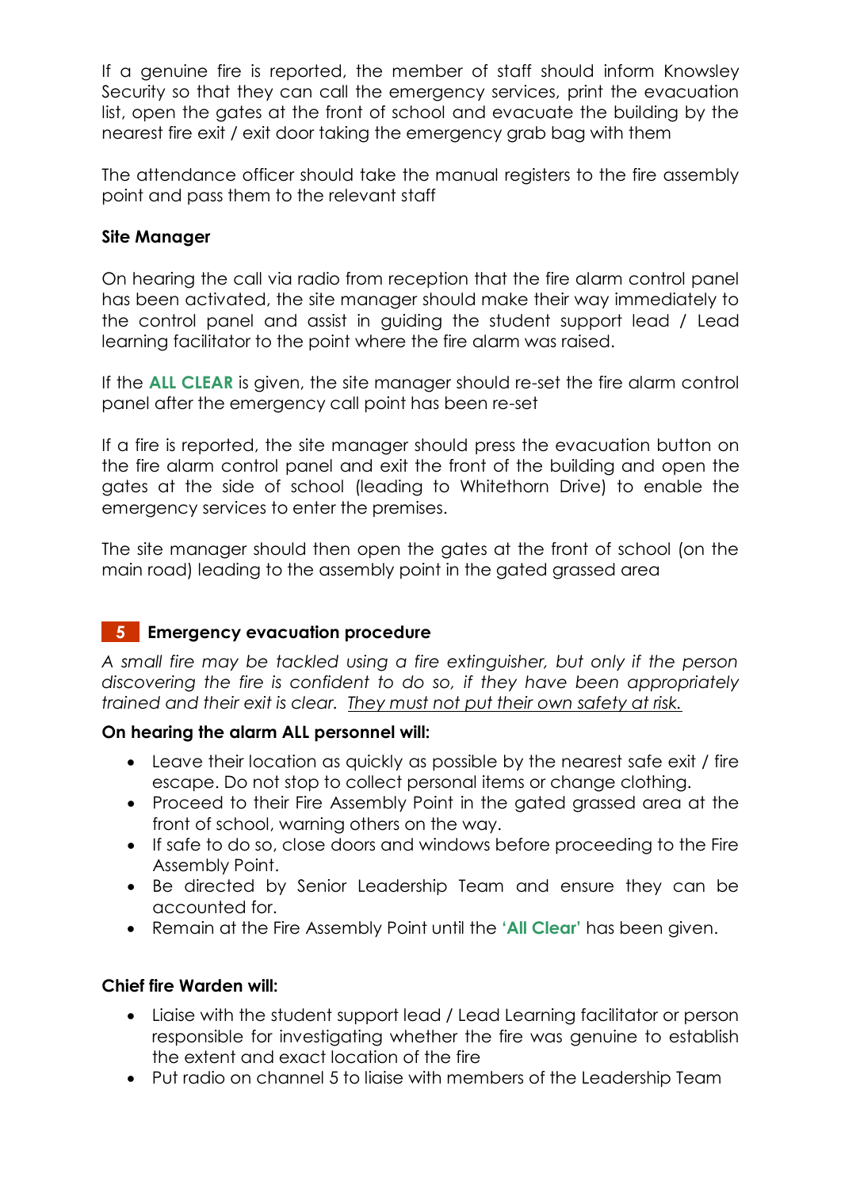If a genuine fire is reported, the member of staff should inform Knowsley Security so that they can call the emergency services, print the evacuation list, open the gates at the front of school and evacuate the building by the nearest fire exit / exit door taking the emergency grab bag with them

The attendance officer should take the manual registers to the fire assembly point and pass them to the relevant staff

**Site Manager**

On hearing the call via radio from reception that the fire alarm control panel has been activated, the site manager should make their way immediately to the control panel and assist in guiding the student support lead / Lead learning facilitator to the point where the fire alarm was raised.

If the **ALL CLEAR** is given, the site manager should re-set the fire alarm control panel after the emergency call point has been re-set

If a fire is reported, the site manager should press the evacuation button on the fire alarm control panel and exit the front of the building and open the gates at the side of school (leading to Whitethorn Drive) to enable the emergency services to enter the premises.

The site manager should then open the gates at the front of school (on the main road) leading to the assembly point in the gated grassed area

## 5 Emergency evacuation procedure

*A small fire may be tackled using a fire extinguisher, but only if the person discovering the fire is confident to do so, if they have been appropriately trained and their exit is clear. <u>They must not put their own safety at risk.</u>*

**On hearing the alarm ALL personnel will:**

- Leave their location as quickly as possible by the nearest safe exit / fire escape. Do not stop to collect personal items or change clothing.
- Proceed to their Fire Assembly Point in the gated grassed area at the front of school, warning others on the way.
- If safe to do so, close doors and windows before proceeding to the Fire Assembly Point.
- Be directed by Senior Leadership Team and ensure they can be accounted for.
- Remain at the Fire Assembly Point until the **'All Clear'** has been given.

**Chief fire Warden will:**

- Liaise with the student support lead / Lead Learning facilitator or person responsible for investigating whether the fire was genuine to establish the extent and exact location of the fire
- Put radio on channel 5 to liaise with members of the Leadership Team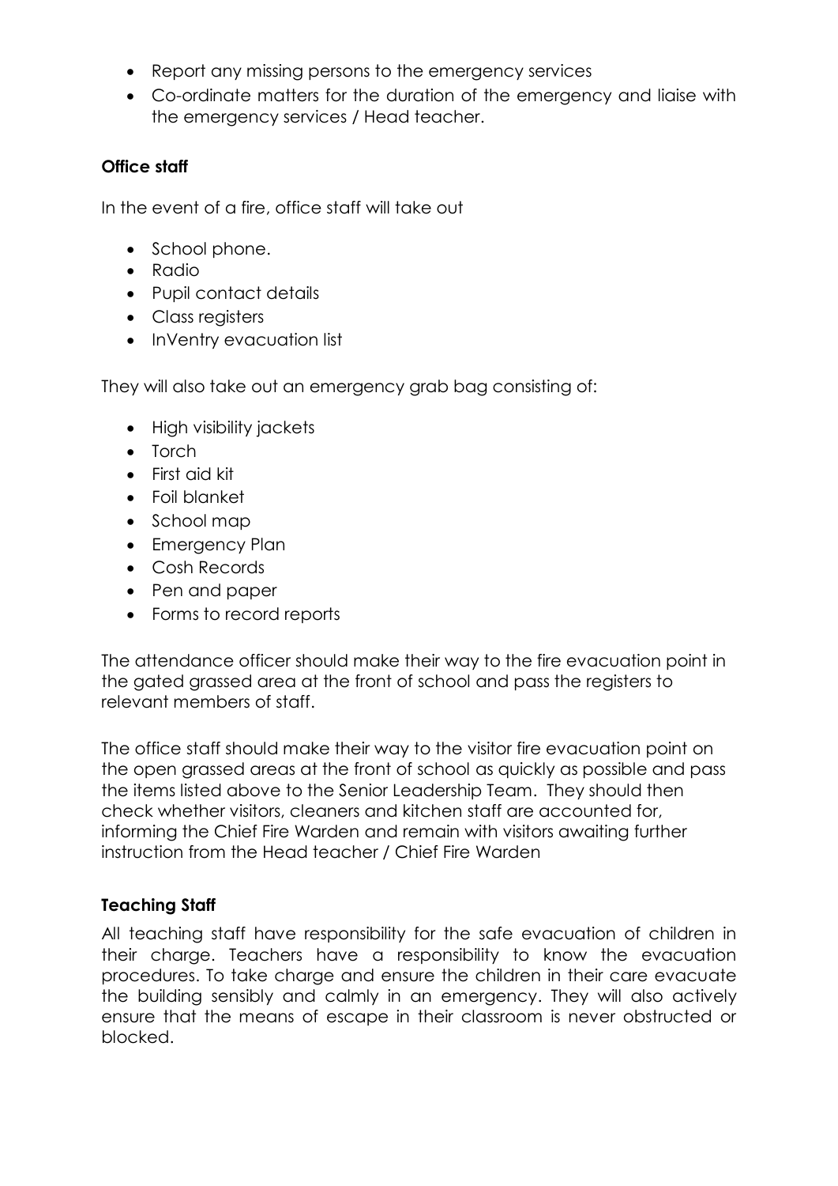- Report any missing persons to the emergency services
- Co-ordinate matters for the duration of the emergency and liaise with the emergency services / Head teacher.

**Office staff**

In the event of a fire, office staff will take out

- School phone.
- Radio
- Pupil contact details
- Class registers
- InVentry evacuation list

They will also take out an emergency grab bag consisting of:

- High visibility jackets
- Torch
- First aid kit
- Foil blanket
- School map
- Emergency Plan
- Cosh Records
- Pen and paper
- Forms to record reports

The attendance officer should make their way to the fire evacuation point in the gated grassed area at the front of school and pass the registers to relevant members of staff.

The office staff should make their way to the visitor fire evacuation point on the open grassed areas at the front of school as quickly as possible and pass the items listed above to the Senior Leadership Team. They should then check whether visitors, cleaners and kitchen staff are accounted for, informing the Chief Fire Warden and remain with visitors awaiting further instruction from the Head teacher / Chief Fire Warden

**Teaching Staff**

All teaching staff have responsibility for the safe evacuation of children in their charge. Teachers have a responsibility to know the evacuation procedures. To take charge and ensure the children in their care evacuate the building sensibly and calmly in an emergency. They will also actively ensure that the means of escape in their classroom is never obstructed or blocked.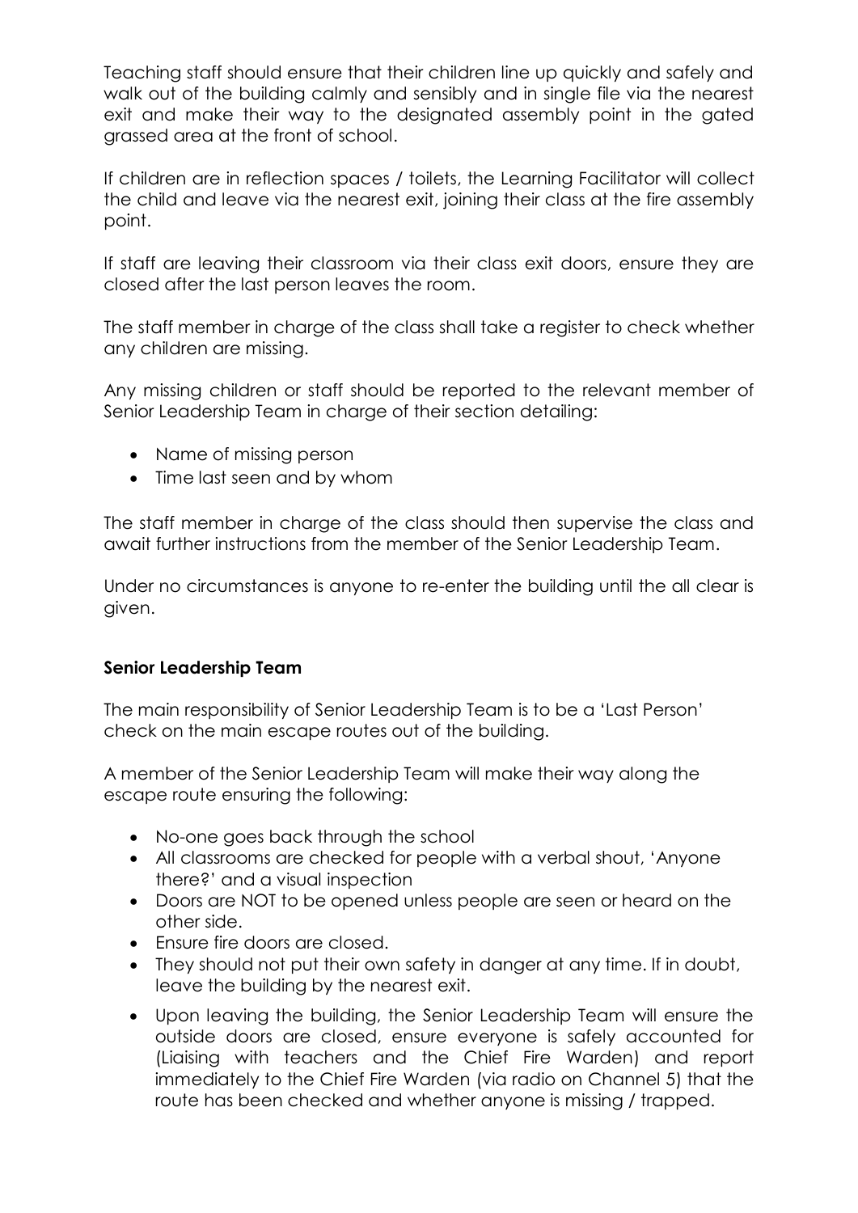Teaching staff should ensure that their children line up quickly and safely and walk out of the building calmly and sensibly and in single file via the nearest exit and make their way to the designated assembly point in the gated grassed area at the front of school.

If children are in reflection spaces / toilets, the Learning Facilitator will collect the child and leave via the nearest exit, joining their class at the fire assembly point.

If staff are leaving their classroom via their class exit doors, ensure they are closed after the last person leaves the room.

The staff member in charge of the class shall take a register to check whether any children are missing.

Any missing children or staff should be reported to the relevant member of Senior Leadership Team in charge of their section detailing:

- Name of missing person
- Time last seen and by whom

The staff member in charge of the class should then supervise the class and await further instructions from the member of the Senior Leadership Team.

Under no circumstances is anyone to re-enter the building until the all clear is given.

**Senior Leadership Team**

The main responsibility of Senior Leadership Team is to be a 'Last Person' check on the main escape routes out of the building.

A member of the Senior Leadership Team will make their way along the escape route ensuring the following:

- No-one goes back through the school
- All classrooms are checked for people with a verbal shout, 'Anyone there?' and a visual inspection
- Doors are NOT to be opened unless people are seen or heard on the other side.
- Ensure fire doors are closed.
- They should not put their own safety in danger at any time. If in doubt, leave the building by the nearest exit.
- Upon leaving the building, the Senior Leadership Team will ensure the outside doors are closed, ensure everyone is safely accounted for (Liaising with teachers and the Chief Fire Warden) and report immediately to the Chief Fire Warden (via radio on Channel 5) that the route has been checked and whether anyone is missing / trapped.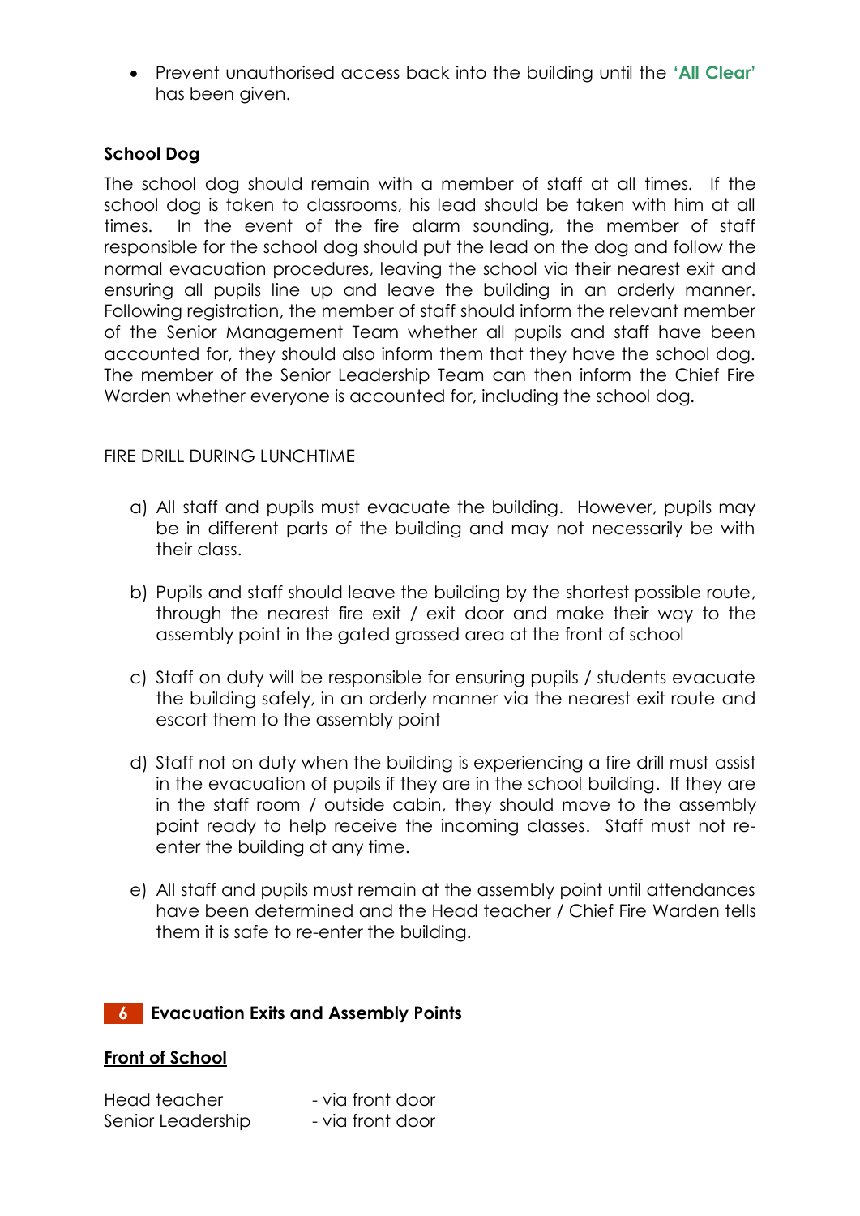- Prevent unauthorised access back into the building until the **'All Clear'** has been given.

**School Dog**

The school dog should remain with a member of staff at all times. If the school dog is taken to classrooms, his lead should be taken with him at all times. In the event of the fire alarm sounding, the member of staff responsible for the school dog should put the lead on the dog and follow the normal evacuation procedures, leaving the school via their nearest exit and ensuring all pupils line up and leave the building in an orderly manner. Following registration, the member of staff should inform the relevant member of the Senior Management Team whether all pupils and staff have been accounted for, they should also inform them that they have the school dog. The member of the Senior Leadership Team can then inform the Chief Fire Warden whether everyone is accounted for, including the school dog.

FIRE DRILL DURING LUNCHTIME

a) All staff and pupils must evacuate the building. However, pupils may be in different parts of the building and may not necessarily be with their class.

b) Pupils and staff should leave the building by the shortest possible route, through the nearest fire exit / exit door and make their way to the assembly point in the gated grassed area at the front of school

c) Staff on duty will be responsible for ensuring pupils / students evacuate the building safely, in an orderly manner via the nearest exit route and escort them to the assembly point

d) Staff not on duty when the building is experiencing a fire drill must assist in the evacuation of pupils if they are in the school building. If they are in the staff room / outside cabin, they should move to the assembly point ready to help receive the incoming classes. Staff must not re-enter the building at any time.

e) All staff and pupils must remain at the assembly point until attendances have been determined and the Head teacher / Chief Fire Warden tells them it is safe to re-enter the building.

## 6 Evacuation Exits and Assembly Points

**Front of School**

Head teacher - via front door
Senior Leadership - via front door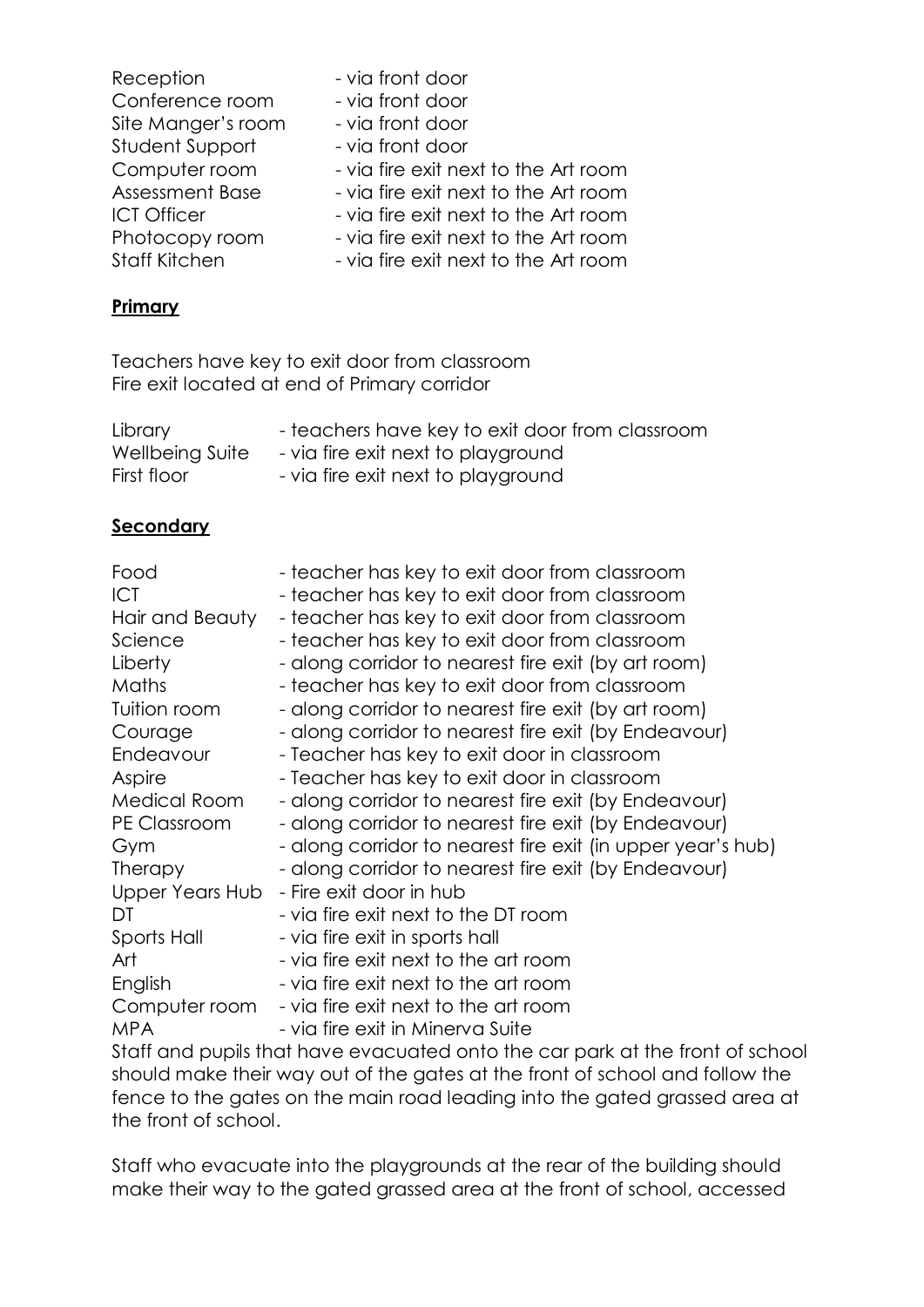| | |
|---|---|
| Reception | - via front door |
| Conference room | - via front door |
| Site Manger's room | - via front door |
| Student Support | - via front door |
| Computer room | - via fire exit next to the Art room |
| Assessment Base | - via fire exit next to the Art room |
| ICT Officer | - via fire exit next to the Art room |
| Photocopy room | - via fire exit next to the Art room |
| Staff Kitchen | - via fire exit next to the Art room |

**Primary**

Teachers have key to exit door from classroom
Fire exit located at end of Primary corridor

| | |
|---|---|
| Library | - teachers have key to exit door from classroom |
| Wellbeing Suite | - via fire exit next to playground |
| First floor | - via fire exit next to playground |

**Secondary**

| | |
|---|---|
| Food | - teacher has key to exit door from classroom |
| ICT | - teacher has key to exit door from classroom |
| Hair and Beauty | - teacher has key to exit door from classroom |
| Science | - teacher has key to exit door from classroom |
| Liberty | - along corridor to nearest fire exit (by art room) |
| Maths | - teacher has key to exit door from classroom |
| Tuition room | - along corridor to nearest fire exit (by art room) |
| Courage | - along corridor to nearest fire exit (by Endeavour) |
| Endeavour | - Teacher has key to exit door in classroom |
| Aspire | - Teacher has key to exit door in classroom |
| Medical Room | - along corridor to nearest fire exit (by Endeavour) |
| PE Classroom | - along corridor to nearest fire exit (by Endeavour) |
| Gym | - along corridor to nearest fire exit (in upper year's hub) |
| Therapy | - along corridor to nearest fire exit (by Endeavour) |
| Upper Years Hub | - Fire exit door in hub |
| DT | - via fire exit next to the DT room |
| Sports Hall | - via fire exit in sports hall |
| Art | - via fire exit next to the art room |
| English | - via fire exit next to the art room |
| Computer room | - via fire exit next to the art room |
| MPA | - via fire exit in Minerva Suite |

Staff and pupils that have evacuated onto the car park at the front of school should make their way out of the gates at the front of school and follow the fence to the gates on the main road leading into the gated grassed area at the front of school.

Staff who evacuate into the playgrounds at the rear of the building should make their way to the gated grassed area at the front of school, accessed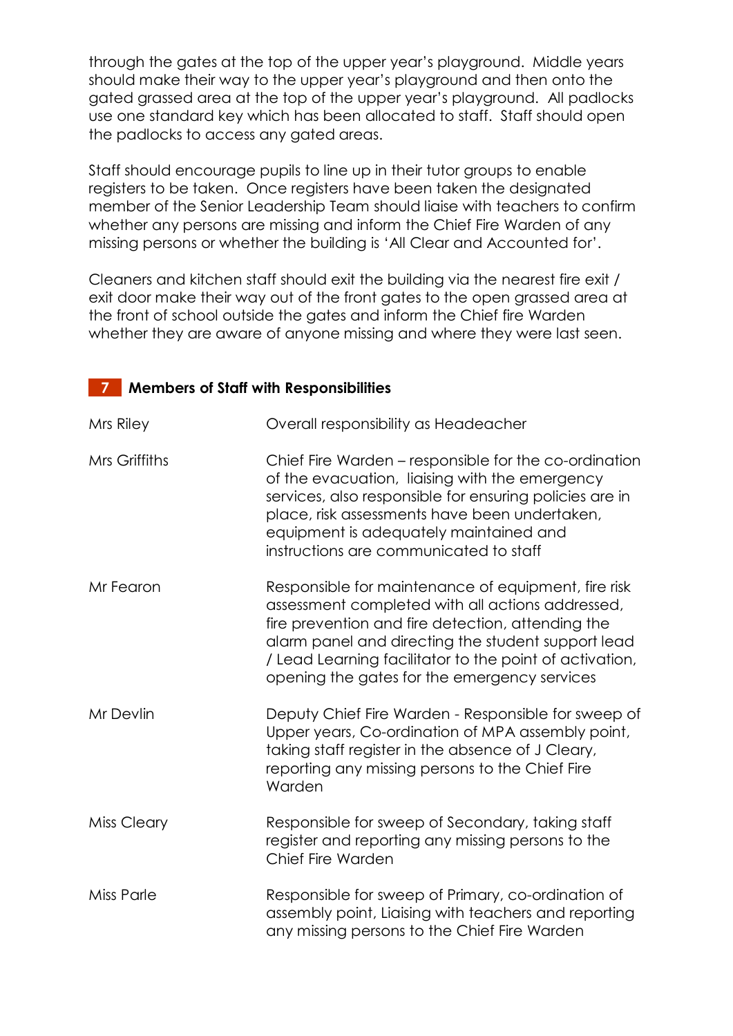through the gates at the top of the upper year's playground. Middle years should make their way to the upper year's playground and then onto the gated grassed area at the top of the upper year's playground. All padlocks use one standard key which has been allocated to staff. Staff should open the padlocks to access any gated areas.

Staff should encourage pupils to line up in their tutor groups to enable registers to be taken. Once registers have been taken the designated member of the Senior Leadership Team should liaise with teachers to confirm whether any persons are missing and inform the Chief Fire Warden of any missing persons or whether the building is 'All Clear and Accounted for'.

Cleaners and kitchen staff should exit the building via the nearest fire exit / exit door make their way out of the front gates to the open grassed area at the front of school outside the gates and inform the Chief fire Warden whether they are aware of anyone missing and where they were last seen.

## 7 Members of Staff with Responsibilities

| | |
|---|---|
| Mrs Riley | Overall responsibility as Headeacher |
| Mrs Griffiths | Chief Fire Warden – responsible for the co-ordination of the evacuation, liaising with the emergency services, also responsible for ensuring policies are in place, risk assessments have been undertaken, equipment is adequately maintained and instructions are communicated to staff |
| Mr Fearon | Responsible for maintenance of equipment, fire risk assessment completed with all actions addressed, fire prevention and fire detection, attending the alarm panel and directing the student support lead / Lead Learning facilitator to the point of activation, opening the gates for the emergency services |
| Mr Devlin | Deputy Chief Fire Warden - Responsible for sweep of Upper years, Co-ordination of MPA assembly point, taking staff register in the absence of J Cleary, reporting any missing persons to the Chief Fire Warden |
| Miss Cleary | Responsible for sweep of Secondary, taking staff register and reporting any missing persons to the Chief Fire Warden |
| Miss Parle | Responsible for sweep of Primary, co-ordination of assembly point, Liaising with teachers and reporting any missing persons to the Chief Fire Warden |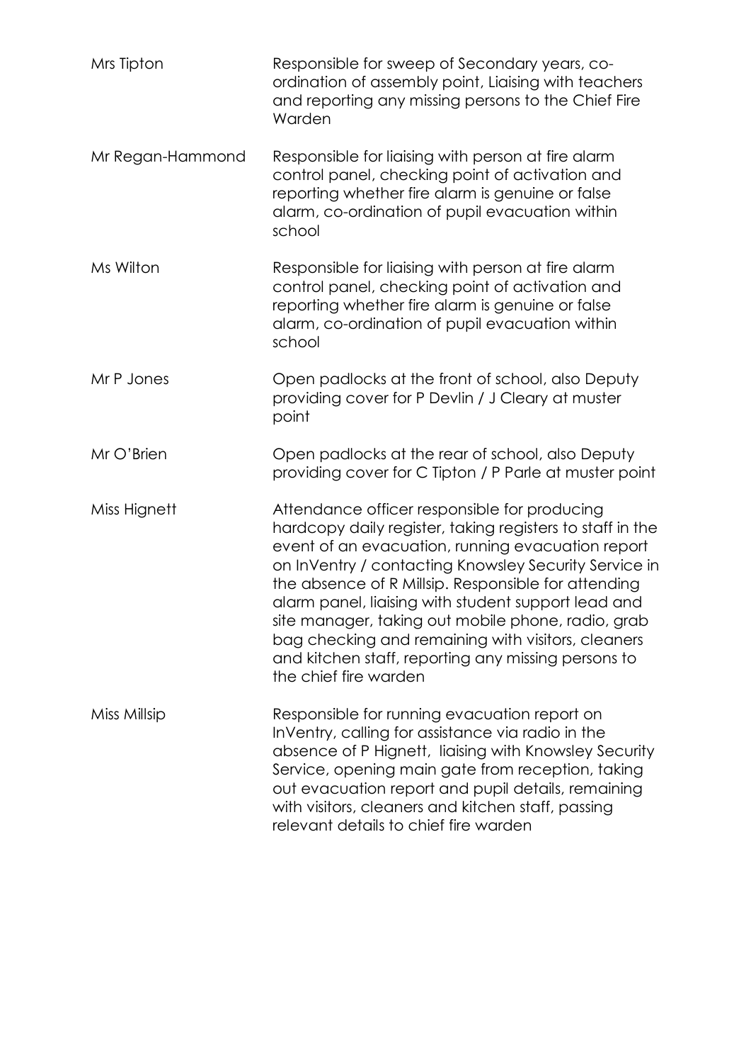| | |
|---|---|
| Mrs Tipton | Responsible for sweep of Secondary years, co-ordination of assembly point, Liaising with teachers and reporting any missing persons to the Chief Fire Warden |
| Mr Regan-Hammond | Responsible for liaising with person at fire alarm control panel, checking point of activation and reporting whether fire alarm is genuine or false alarm, co-ordination of pupil evacuation within school |
| Ms Wilton | Responsible for liaising with person at fire alarm control panel, checking point of activation and reporting whether fire alarm is genuine or false alarm, co-ordination of pupil evacuation within school |
| Mr P Jones | Open padlocks at the front of school, also Deputy providing cover for P Devlin / J Cleary at muster point |
| Mr O'Brien | Open padlocks at the rear of school, also Deputy providing cover for C Tipton / P Parle at muster point |
| Miss Hignett | Attendance officer responsible for producing hardcopy daily register, taking registers to staff in the event of an evacuation, running evacuation report on InVentry / contacting Knowsley Security Service in the absence of R Millsip. Responsible for attending alarm panel, liaising with student support lead and site manager, taking out mobile phone, radio, grab bag checking and remaining with visitors, cleaners and kitchen staff, reporting any missing persons to the chief fire warden |
| Miss Millsip | Responsible for running evacuation report on InVentry, calling for assistance via radio in the absence of P Hignett, liaising with Knowsley Security Service, opening main gate from reception, taking out evacuation report and pupil details, remaining with visitors, cleaners and kitchen staff, passing relevant details to chief fire warden |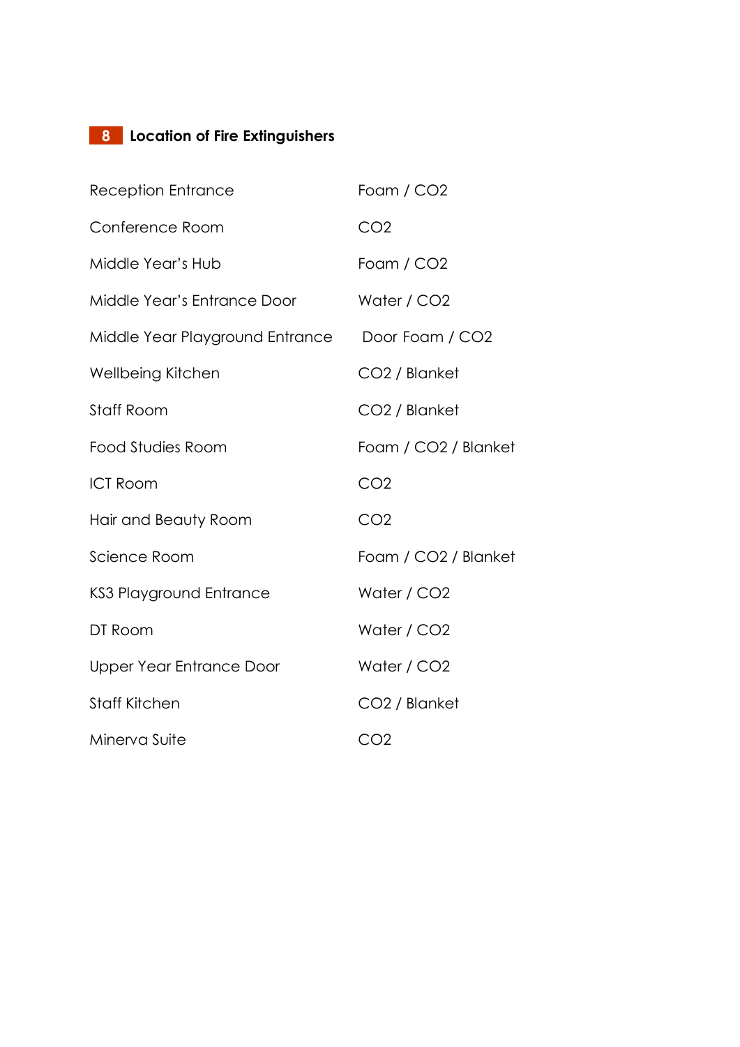## 8 Location of Fire Extinguishers

| | |
|---|---|
| Reception Entrance | Foam / $CO_2$ |
| Conference Room | $CO_2$ |
| Middle Year's Hub | Foam / $CO_2$ |
| Middle Year's Entrance Door | Water / $CO_2$ |
| Middle Year Playground Entrance | Door Foam / $CO_2$ |
| Wellbeing Kitchen | $CO_2$ / Blanket |
| Staff Room | $CO_2$ / Blanket |
| Food Studies Room | Foam / $CO_2$ / Blanket |
| ICT Room | $CO_2$ |
| Hair and Beauty Room | $CO_2$ |
| Science Room | Foam / $CO_2$ / Blanket |
| KS3 Playground Entrance | Water / $CO_2$ |
| DT Room | Water / $CO_2$ |
| Upper Year Entrance Door | Water / $CO_2$ |
| Staff Kitchen | $CO_2$ / Blanket |
| Minerva Suite | $CO_2$ |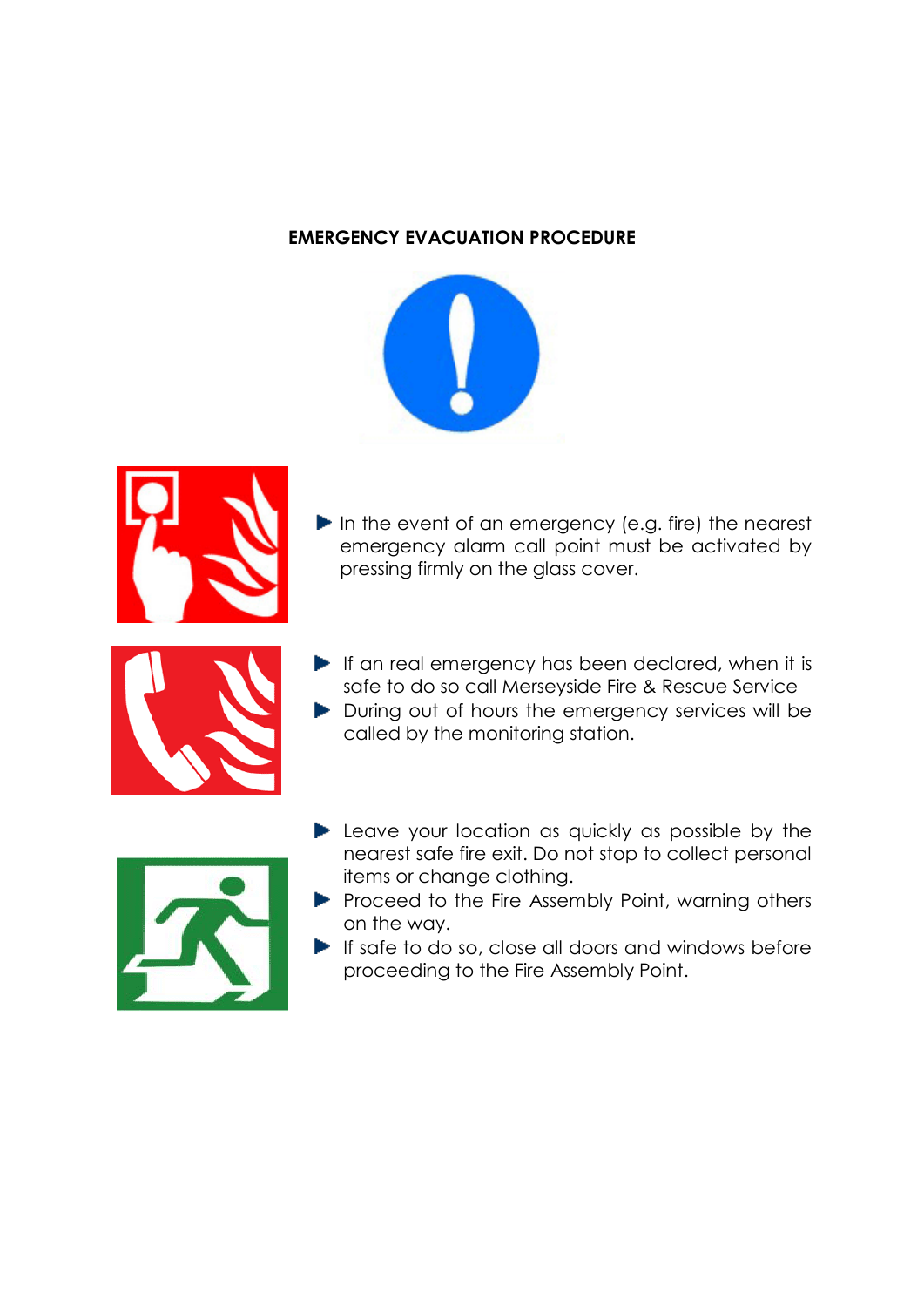## EMERGENCY EVACUATION PROCEDURE

- In the event of an emergency (e.g. fire) the nearest emergency alarm call point must be activated by pressing firmly on the glass cover.

- If an real emergency has been declared, when it is safe to do so call Merseyside Fire & Rescue Service
- During out of hours the emergency services will be called by the monitoring station.

- Leave your location as quickly as possible by the nearest safe fire exit. Do not stop to collect personal items or change clothing.
- Proceed to the Fire Assembly Point, warning others on the way.
- If safe to do so, close all doors and windows before proceeding to the Fire Assembly Point.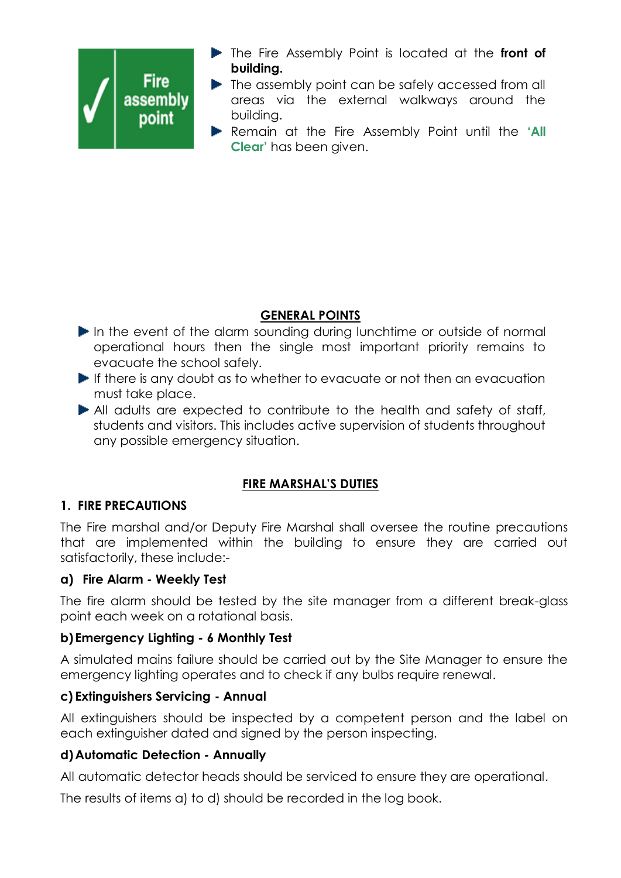- The Fire Assembly Point is located at the **front of building.**
- The assembly point can be safely accessed from all areas via the external walkways around the building.
- Remain at the Fire Assembly Point until the **'All Clear'** has been given.

## GENERAL POINTS

- In the event of the alarm sounding during lunchtime or outside of normal operational hours then the single most important priority remains to evacuate the school safely.
- If there is any doubt as to whether to evacuate or not then an evacuation must take place.
- All adults are expected to contribute to the health and safety of staff, students and visitors. This includes active supervision of students throughout any possible emergency situation.

## FIRE MARSHAL'S DUTIES

### 1. FIRE PRECAUTIONS

The Fire marshal and/or Deputy Fire Marshal shall oversee the routine precautions that are implemented within the building to ensure they are carried out satisfactorily, these include:-

**a) Fire Alarm - Weekly Test**

The fire alarm should be tested by the site manager from a different break-glass point each week on a rotational basis.

**b) Emergency Lighting - 6 Monthly Test**

A simulated mains failure should be carried out by the Site Manager to ensure the emergency lighting operates and to check if any bulbs require renewal.

**c) Extinguishers Servicing - Annual**

All extinguishers should be inspected by a competent person and the label on each extinguisher dated and signed by the person inspecting.

**d) Automatic Detection - Annually**

All automatic detector heads should be serviced to ensure they are operational.

The results of items a) to d) should be recorded in the log book.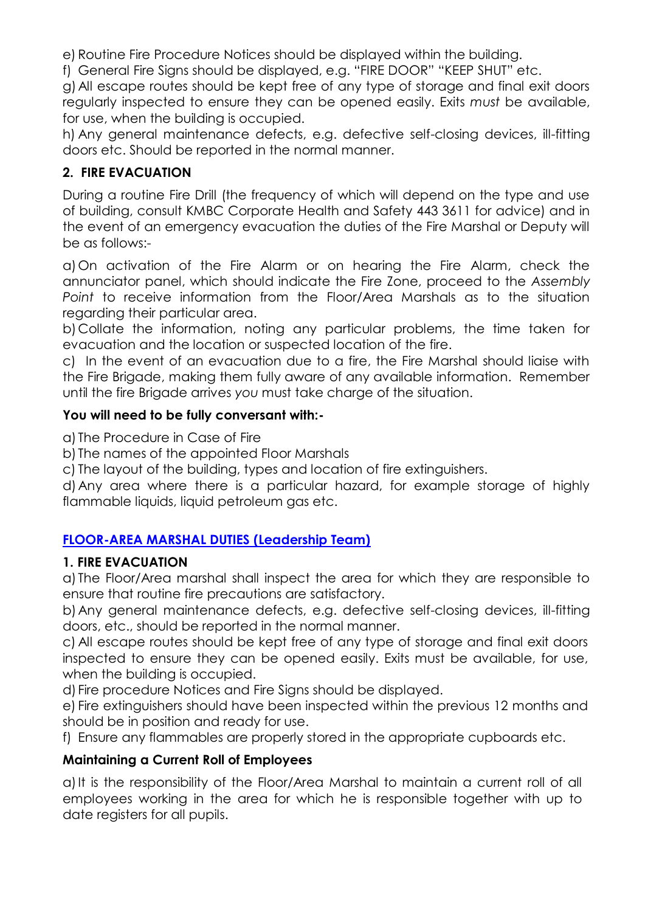e) Routine Fire Procedure Notices should be displayed within the building.

f) General Fire Signs should be displayed, e.g. "FIRE DOOR" "KEEP SHUT" etc.

g) All escape routes should be kept free of any type of storage and final exit doors regularly inspected to ensure they can be opened easily. Exits *must* be available, for use, when the building is occupied.

h) Any general maintenance defects, e.g. defective self-closing devices, ill-fitting doors etc. Should be reported in the normal manner.

**2. FIRE EVACUATION**

During a routine Fire Drill (the frequency of which will depend on the type and use of building, consult KMBC Corporate Health and Safety 443 3611 for advice) and in the event of an emergency evacuation the duties of the Fire Marshal or Deputy will be as follows:-

a) On activation of the Fire Alarm or on hearing the Fire Alarm, check the annunciator panel, which should indicate the Fire Zone, proceed to the *Assembly Point* to receive information from the Floor/Area Marshals as to the situation regarding their particular area.

b) Collate the information, noting any particular problems, the time taken for evacuation and the location or suspected location of the fire.

c) In the event of an evacuation due to a fire, the Fire Marshal should liaise with the Fire Brigade, making them fully aware of any available information. Remember until the fire Brigade arrives *you* must take charge of the situation.

**You will need to be fully conversant with:-**

a) The Procedure in Case of Fire

b) The names of the appointed Floor Marshals

c) The layout of the building, types and location of fire extinguishers.

d) Any area where there is a particular hazard, for example storage of highly flammable liquids, liquid petroleum gas etc.

## FLOOR-AREA MARSHAL DUTIES (Leadership Team)

**1. FIRE EVACUATION**

a) The Floor/Area marshal shall inspect the area for which they are responsible to ensure that routine fire precautions are satisfactory.

b) Any general maintenance defects, e.g. defective self-closing devices, ill-fitting doors, etc., should be reported in the normal manner.

c) All escape routes should be kept free of any type of storage and final exit doors inspected to ensure they can be opened easily. Exits must be available, for use, when the building is occupied.

d) Fire procedure Notices and Fire Signs should be displayed.

e) Fire extinguishers should have been inspected within the previous 12 months and should be in position and ready for use.

f) Ensure any flammables are properly stored in the appropriate cupboards etc.

**Maintaining a Current Roll of Employees**

a) It is the responsibility of the Floor/Area Marshal to maintain a current roll of all employees working in the area for which he is responsible together with up to date registers for all pupils.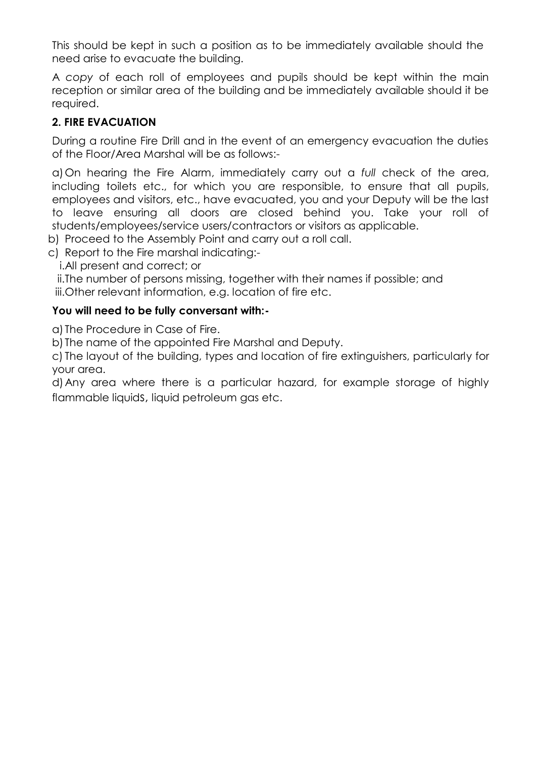This should be kept in such a position as to be immediately available should the need arise to evacuate the building.

A *copy* of each roll of employees and pupils should be kept within the main reception or similar area of the building and be immediately available should it be required.

## 2. FIRE EVACUATION

During a routine Fire Drill and in the event of an emergency evacuation the duties of the Floor/Area Marshal will be as follows:-

a) On hearing the Fire Alarm, immediately carry out a *full* check of the area, including toilets etc., for which you are responsible, to ensure that all pupils, employees and visitors, etc., have evacuated, you and your Deputy will be the last to leave ensuring all doors are closed behind you. Take your roll of students/employees/service users/contractors or visitors as applicable.

b) Proceed to the Assembly Point and carry out a roll call.

c) Report to the Fire marshal indicating:-

   i. All present and correct; or

   ii. The number of persons missing, together with their names if possible; and

   iii. Other relevant information, e.g. location of fire etc.

**You will need to be fully conversant with:-**

a) The Procedure in Case of Fire.

b) The name of the appointed Fire Marshal and Deputy.

c) The layout of the building, types and location of fire extinguishers, particularly for your area.

d) Any area where there is a particular hazard, for example storage of highly flammable liquidS, liquid petroleum gas etc.